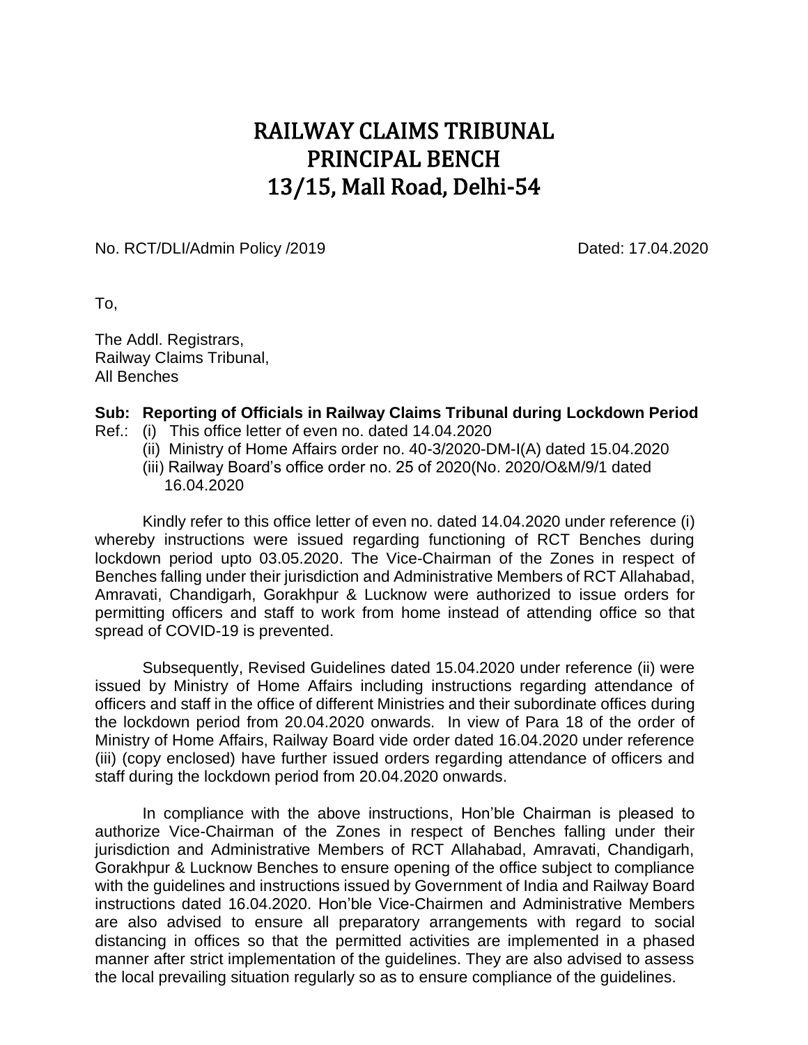# RAILWAY CLAIMS TRIBUNAL
# PRINCIPAL BENCH
# 13/15, Mall Road, Delhi-54

No. RCT/DLI/Admin Policy /2019 Dated: 17.04.2020

To,

The Addl. Registrars,
Railway Claims Tribunal,
All Benches

**Sub: Reporting of Officials in Railway Claims Tribunal during Lockdown Period**

Ref.: (i) This office letter of even no. dated 14.04.2020
(ii) Ministry of Home Affairs order no. 40-3/2020-DM-I(A) dated 15.04.2020
(iii) Railway Board's office order no. 25 of 2020(No. 2020/O&M/9/1 dated 16.04.2020

Kindly refer to this office letter of even no. dated 14.04.2020 under reference (i) whereby instructions were issued regarding functioning of RCT Benches during lockdown period upto 03.05.2020. The Vice-Chairman of the Zones in respect of Benches falling under their jurisdiction and Administrative Members of RCT Allahabad, Amravati, Chandigarh, Gorakhpur & Lucknow were authorized to issue orders for permitting officers and staff to work from home instead of attending office so that spread of COVID-19 is prevented.

Subsequently, Revised Guidelines dated 15.04.2020 under reference (ii) were issued by Ministry of Home Affairs including instructions regarding attendance of officers and staff in the office of different Ministries and their subordinate offices during the lockdown period from 20.04.2020 onwards. In view of Para 18 of the order of Ministry of Home Affairs, Railway Board vide order dated 16.04.2020 under reference (iii) (copy enclosed) have further issued orders regarding attendance of officers and staff during the lockdown period from 20.04.2020 onwards.

In compliance with the above instructions, Hon'ble Chairman is pleased to authorize Vice-Chairman of the Zones in respect of Benches falling under their jurisdiction and Administrative Members of RCT Allahabad, Amravati, Chandigarh, Gorakhpur & Lucknow Benches to ensure opening of the office subject to compliance with the guidelines and instructions issued by Government of India and Railway Board instructions dated 16.04.2020. Hon'ble Vice-Chairmen and Administrative Members are also advised to ensure all preparatory arrangements with regard to social distancing in offices so that the permitted activities are implemented in a phased manner after strict implementation of the guidelines. They are also advised to assess the local prevailing situation regularly so as to ensure compliance of the guidelines.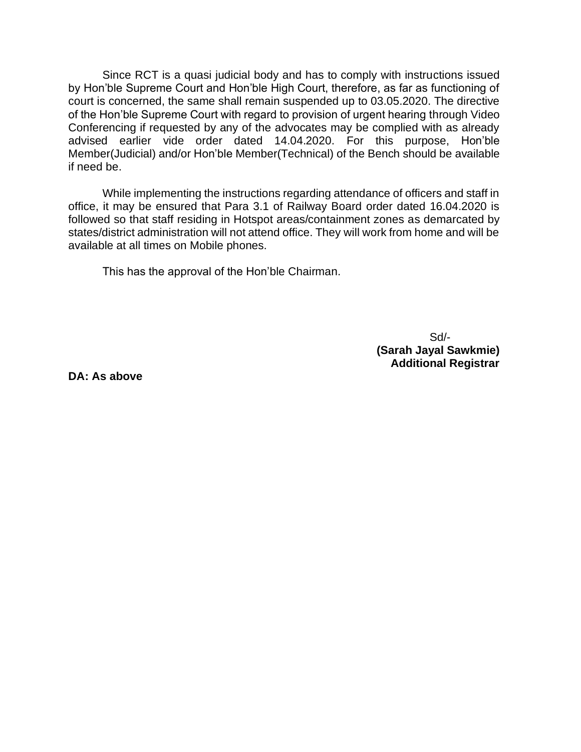Since RCT is a quasi judicial body and has to comply with instructions issued by Hon'ble Supreme Court and Hon'ble High Court, therefore, as far as functioning of court is concerned, the same shall remain suspended up to 03.05.2020. The directive of the Hon'ble Supreme Court with regard to provision of urgent hearing through Video Conferencing if requested by any of the advocates may be complied with as already advised earlier vide order dated 14.04.2020. For this purpose, Hon'ble Member(Judicial) and/or Hon'ble Member(Technical) of the Bench should be available if need be.

While implementing the instructions regarding attendance of officers and staff in office, it may be ensured that Para 3.1 of Railway Board order dated 16.04.2020 is followed so that staff residing in Hotspot areas/containment zones as demarcated by states/district administration will not attend office. They will work from home and will be available at all times on Mobile phones.

This has the approval of the Hon'ble Chairman.

Sd/-

**(Sarah Jayal Sawkmie)**

**Additional Registrar**

**DA: As above**